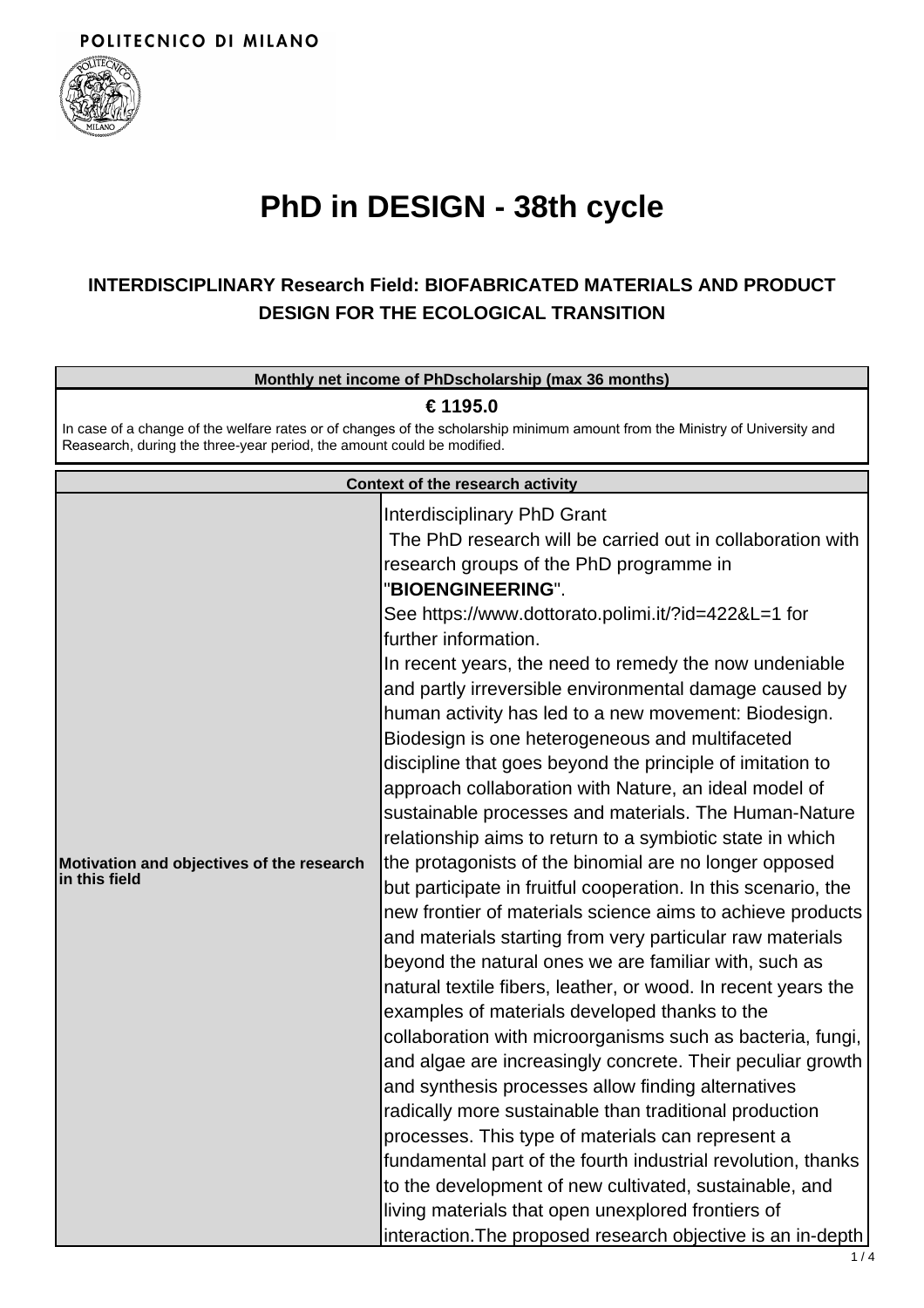POLITECNICO DI MILANO

# PhD in DESIGN - 38th cycle

## INTERDISCIPLINARY Research Field: BIOFABRICATED MATERIALS AND PRODUCT DESIGN FOR THE ECOLOGICAL TRANSITION

| Monthly net income of PhDscholarship (max 36 months) |
|---|
| **€ 1195.0**<br>In case of a change of the welfare rates or of changes of the scholarship minimum amount from the Ministry of University and Reasearch, during the three-year period, the amount could be modified. |

| Context of the research activity | |
|---|---|
| **Motivation and objectives of the research in this field** | Interdisciplinary PhD Grant<br>The PhD research will be carried out in collaboration with research groups of the PhD programme in "**BIOENGINEERING**".<br>See https://www.dottorato.polimi.it/?id=422&L=1 for further information.<br>In recent years, the need to remedy the now undeniable and partly irreversible environmental damage caused by human activity has led to a new movement: Biodesign. Biodesign is one heterogeneous and multifaceted discipline that goes beyond the principle of imitation to approach collaboration with Nature, an ideal model of sustainable processes and materials. The Human-Nature relationship aims to return to a symbiotic state in which the protagonists of the binomial are no longer opposed but participate in fruitful cooperation. In this scenario, the new frontier of materials science aims to achieve products and materials starting from very particular raw materials beyond the natural ones we are familiar with, such as natural textile fibers, leather, or wood. In recent years the examples of materials developed thanks to the collaboration with microorganisms such as bacteria, fungi, and algae are increasingly concrete. Their peculiar growth and synthesis processes allow finding alternatives radically more sustainable than traditional production processes. This type of materials can represent a fundamental part of the fourth industrial revolution, thanks to the development of new cultivated, sustainable, and living materials that open unexplored frontiers of interaction.The proposed research objective is an in-depth |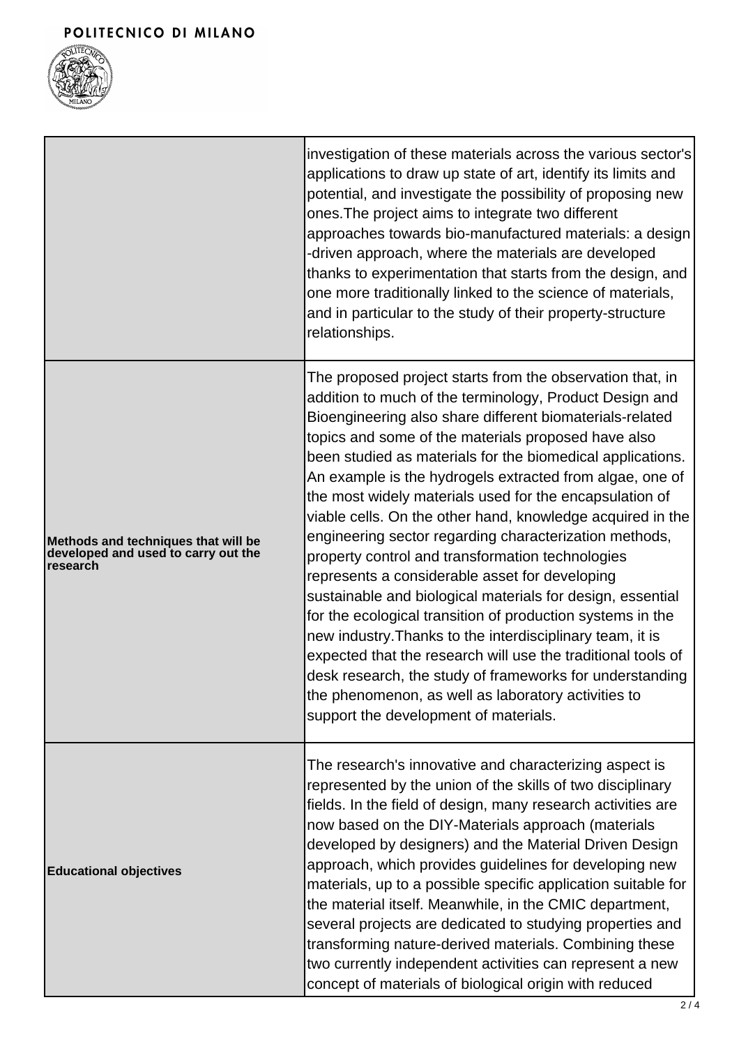|  |  |
|---|---|
|  | investigation of these materials across the various sector's applications to draw up state of art, identify its limits and potential, and investigate the possibility of proposing new ones.The project aims to integrate two different approaches towards bio-manufactured materials: a design -driven approach, where the materials are developed thanks to experimentation that starts from the design, and one more traditionally linked to the science of materials, and in particular to the study of their property-structure relationships. |
| **Methods and techniques that will be developed and used to carry out the research** | The proposed project starts from the observation that, in addition to much of the terminology, Product Design and Bioengineering also share different biomaterials-related topics and some of the materials proposed have also been studied as materials for the biomedical applications. An example is the hydrogels extracted from algae, one of the most widely materials used for the encapsulation of viable cells. On the other hand, knowledge acquired in the engineering sector regarding characterization methods, property control and transformation technologies represents a considerable asset for developing sustainable and biological materials for design, essential for the ecological transition of production systems in the new industry.Thanks to the interdisciplinary team, it is expected that the research will use the traditional tools of desk research, the study of frameworks for understanding the phenomenon, as well as laboratory activities to support the development of materials. |
| **Educational objectives** | The research's innovative and characterizing aspect is represented by the union of the skills of two disciplinary fields. In the field of design, many research activities are now based on the DIY-Materials approach (materials developed by designers) and the Material Driven Design approach, which provides guidelines for developing new materials, up to a possible specific application suitable for the material itself. Meanwhile, in the CMIC department, several projects are dedicated to studying properties and transforming nature-derived materials. Combining these two currently independent activities can represent a new concept of materials of biological origin with reduced |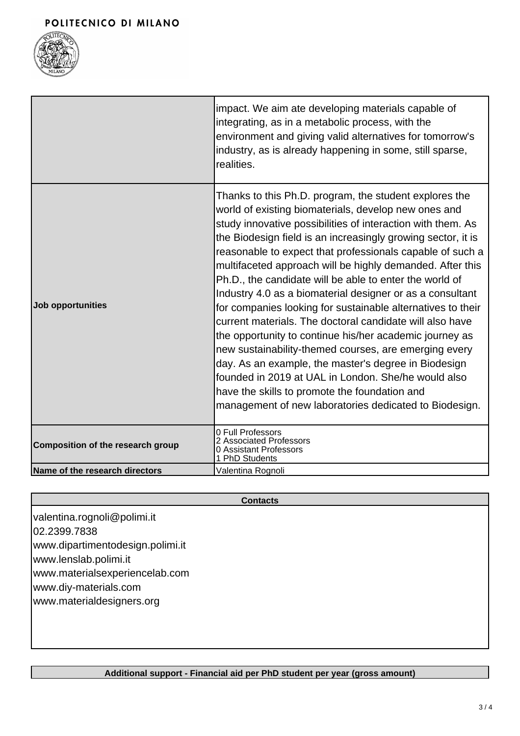| | |
|---|---|
| | impact. We aim ate developing materials capable of integrating, as in a metabolic process, with the environment and giving valid alternatives for tomorrow's industry, as is already happening in some, still sparse, realities. |
| **Job opportunities** | Thanks to this Ph.D. program, the student explores the world of existing biomaterials, develop new ones and study innovative possibilities of interaction with them. As the Biodesign field is an increasingly growing sector, it is reasonable to expect that professionals capable of such a multifaceted approach will be highly demanded. After this Ph.D., the candidate will be able to enter the world of Industry 4.0 as a biomaterial designer or as a consultant for companies looking for sustainable alternatives to their current materials. The doctoral candidate will also have the opportunity to continue his/her academic journey as new sustainability-themed courses, are emerging every day. As an example, the master's degree in Biodesign founded in 2019 at UAL in London. She/he would also have the skills to promote the foundation and management of new laboratories dedicated to Biodesign. |
| **Composition of the research group** | 0 Full Professors<br>2 Associated Professors<br>0 Assistant Professors<br>1 PhD Students |
| **Name of the research directors** | Valentina Rognoli |

| **Contacts** |
|---|
| valentina.rognoli@polimi.it<br>02.2399.7838<br>www.dipartimentodesign.polimi.it<br>www.lenslab.polimi.it<br>www.materialsexperiencelab.com<br>www.diy-materials.com<br>www.materialdesigners.org |

| **Additional support - Financial aid per PhD student per year (gross amount)** |
|---|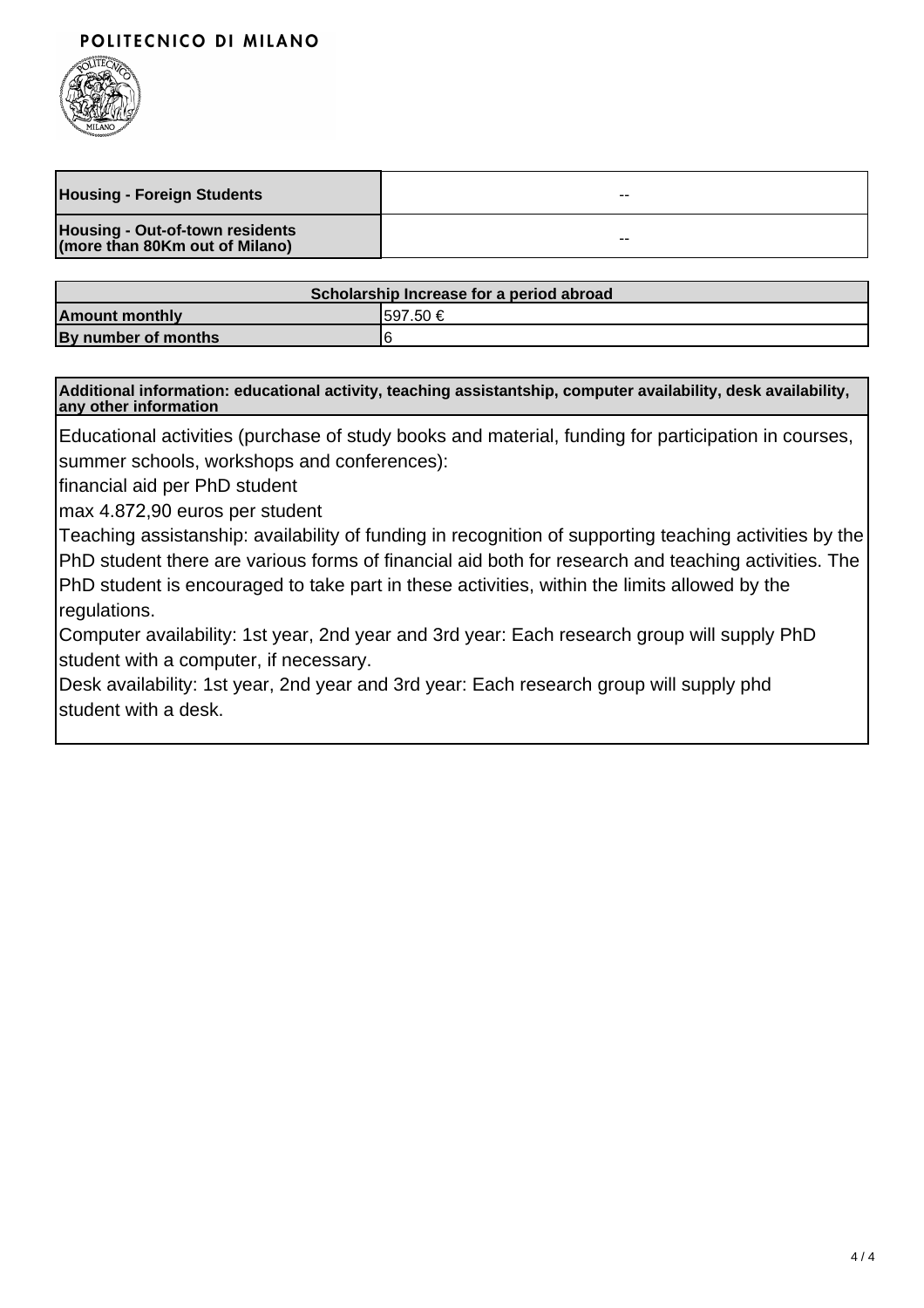| | |
|---|---|
| **Housing - Foreign Students** | -- |
| **Housing - Out-of-town residents (more than 80Km out of Milano)** | -- |

| Scholarship Increase for a period abroad | |
|---|---|
| **Amount monthly** | 597.50 € |
| **By number of months** | 6 |

**Additional information: educational activity, teaching assistantship, computer availability, desk availability, any other information**

Educational activities (purchase of study books and material, funding for participation in courses, summer schools, workshops and conferences):
financial aid per PhD student
max 4.872,90 euros per student
Teaching assistanship: availability of funding in recognition of supporting teaching activities by the PhD student there are various forms of financial aid both for research and teaching activities. The PhD student is encouraged to take part in these activities, within the limits allowed by the regulations.
Computer availability: 1st year, 2nd year and 3rd year: Each research group will supply PhD student with a computer, if necessary.
Desk availability: 1st year, 2nd year and 3rd year: Each research group will supply phd student with a desk.